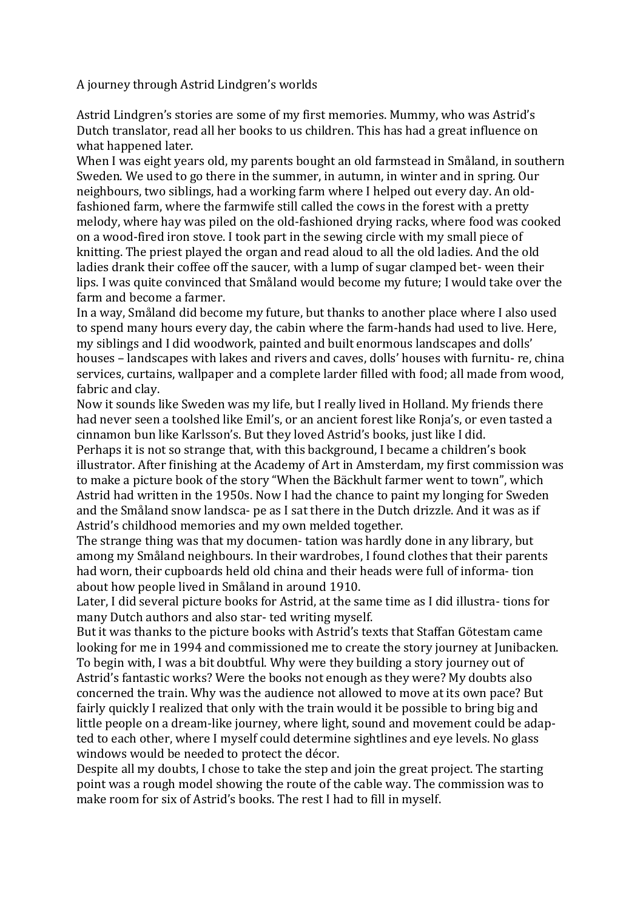# A journey through Astrid Lindgren's worlds

Astrid Lindgren's stories are some of my first memories. Mummy, who was Astrid's Dutch translator, read all her books to us children. This has had a great influence on what happened later.

When I was eight years old, my parents bought an old farmstead in Småland, in southern Sweden. We used to go there in the summer, in autumn, in winter and in spring. Our neighbours, two siblings, had a working farm where I helped out every day. An old-fashioned farm, where the farmwife still called the cows in the forest with a pretty melody, where hay was piled on the old-fashioned drying racks, where food was cooked on a wood-fired iron stove. I took part in the sewing circle with my small piece of knitting. The priest played the organ and read aloud to all the old ladies. And the old ladies drank their coffee off the saucer, with a lump of sugar clamped between their lips. I was quite convinced that Småland would become my future; I would take over the farm and become a farmer.

In a way, Småland did become my future, but thanks to another place where I also used to spend many hours every day, the cabin where the farm-hands had used to live. Here, my siblings and I did woodwork, painted and built enormous landscapes and dolls' houses – landscapes with lakes and rivers and caves, dolls' houses with furniture, china services, curtains, wallpaper and a complete larder filled with food; all made from wood, fabric and clay.

Now it sounds like Sweden was my life, but I really lived in Holland. My friends there had never seen a toolshed like Emil's, or an ancient forest like Ronja's, or even tasted a cinnamon bun like Karlsson's. But they loved Astrid's books, just like I did.

Perhaps it is not so strange that, with this background, I became a children's book illustrator. After finishing at the Academy of Art in Amsterdam, my first commission was to make a picture book of the story "When the Bäckhult farmer went to town", which Astrid had written in the 1950s. Now I had the chance to paint my longing for Sweden and the Småland snow landscape as I sat there in the Dutch drizzle. And it was as if Astrid's childhood memories and my own melded together.

The strange thing was that my documentation was hardly done in any library, but among my Småland neighbours. In their wardrobes, I found clothes that their parents had worn, their cupboards held old china and their heads were full of information about how people lived in Småland in around 1910.

Later, I did several picture books for Astrid, at the same time as I did illustrations for many Dutch authors and also started writing myself.

But it was thanks to the picture books with Astrid's texts that Staffan Götestam came looking for me in 1994 and commissioned me to create the story journey at Junibacken. To begin with, I was a bit doubtful. Why were they building a story journey out of Astrid's fantastic works? Were the books not enough as they were? My doubts also concerned the train. Why was the audience not allowed to move at its own pace? But fairly quickly I realized that only with the train would it be possible to bring big and little people on a dream-like journey, where light, sound and movement could be adapted to each other, where I myself could determine sightlines and eye levels. No glass windows would be needed to protect the décor.

Despite all my doubts, I chose to take the step and join the great project. The starting point was a rough model showing the route of the cable way. The commission was to make room for six of Astrid's books. The rest I had to fill in myself.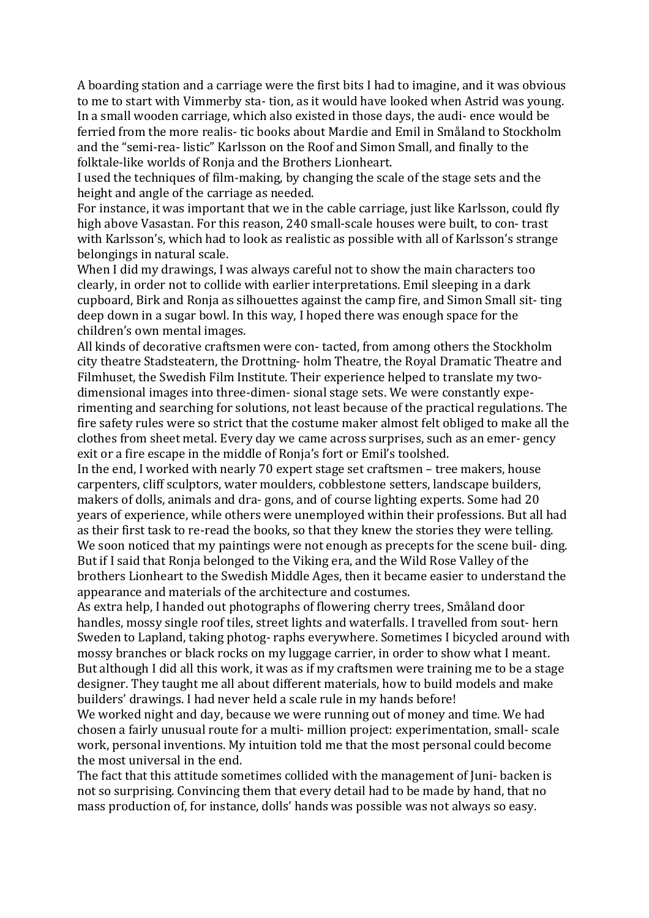A boarding station and a carriage were the first bits I had to imagine, and it was obvious to me to start with Vimmerby sta- tion, as it would have looked when Astrid was young. In a small wooden carriage, which also existed in those days, the audi- ence would be ferried from the more realis- tic books about Mardie and Emil in Småland to Stockholm and the "semi-rea- listic" Karlsson on the Roof and Simon Small, and finally to the folktale-like worlds of Ronja and the Brothers Lionheart.

I used the techniques of film-making, by changing the scale of the stage sets and the height and angle of the carriage as needed.

For instance, it was important that we in the cable carriage, just like Karlsson, could fly high above Vasastan. For this reason, 240 small-scale houses were built, to con- trast with Karlsson's, which had to look as realistic as possible with all of Karlsson's strange belongings in natural scale.

When I did my drawings, I was always careful not to show the main characters too clearly, in order not to collide with earlier interpretations. Emil sleeping in a dark cupboard, Birk and Ronja as silhouettes against the camp fire, and Simon Small sit- ting deep down in a sugar bowl. In this way, I hoped there was enough space for the children's own mental images.

All kinds of decorative craftsmen were con- tacted, from among others the Stockholm city theatre Stadsteatern, the Drottning- holm Theatre, the Royal Dramatic Theatre and Filmhuset, the Swedish Film Institute. Their experience helped to translate my two-dimensional images into three-dimen- sional stage sets. We were constantly expe- rimenting and searching for solutions, not least because of the practical regulations. The fire safety rules were so strict that the costume maker almost felt obliged to make all the clothes from sheet metal. Every day we came across surprises, such as an emer- gency exit or a fire escape in the middle of Ronja's fort or Emil's toolshed.

In the end, I worked with nearly 70 expert stage set craftsmen – tree makers, house carpenters, cliff sculptors, water moulders, cobblestone setters, landscape builders, makers of dolls, animals and dra- gons, and of course lighting experts. Some had 20 years of experience, while others were unemployed within their professions. But all had as their first task to re-read the books, so that they knew the stories they were telling.

We soon noticed that my paintings were not enough as precepts for the scene buil- ding. But if I said that Ronja belonged to the Viking era, and the Wild Rose Valley of the brothers Lionheart to the Swedish Middle Ages, then it became easier to understand the appearance and materials of the architecture and costumes.

As extra help, I handed out photographs of flowering cherry trees, Småland door handles, mossy single roof tiles, street lights and waterfalls. I travelled from sout- hern Sweden to Lapland, taking photog- raphs everywhere. Sometimes I bicycled around with mossy branches or black rocks on my luggage carrier, in order to show what I meant. But although I did all this work, it was as if my craftsmen were training me to be a stage designer. They taught me all about different materials, how to build models and make builders' drawings. I had never held a scale rule in my hands before!

We worked night and day, because we were running out of money and time. We had chosen a fairly unusual route for a multi- million project: experimentation, small- scale work, personal inventions. My intuition told me that the most personal could become the most universal in the end.

The fact that this attitude sometimes collided with the management of Juni- backen is not so surprising. Convincing them that every detail had to be made by hand, that no mass production of, for instance, dolls' hands was possible was not always so easy.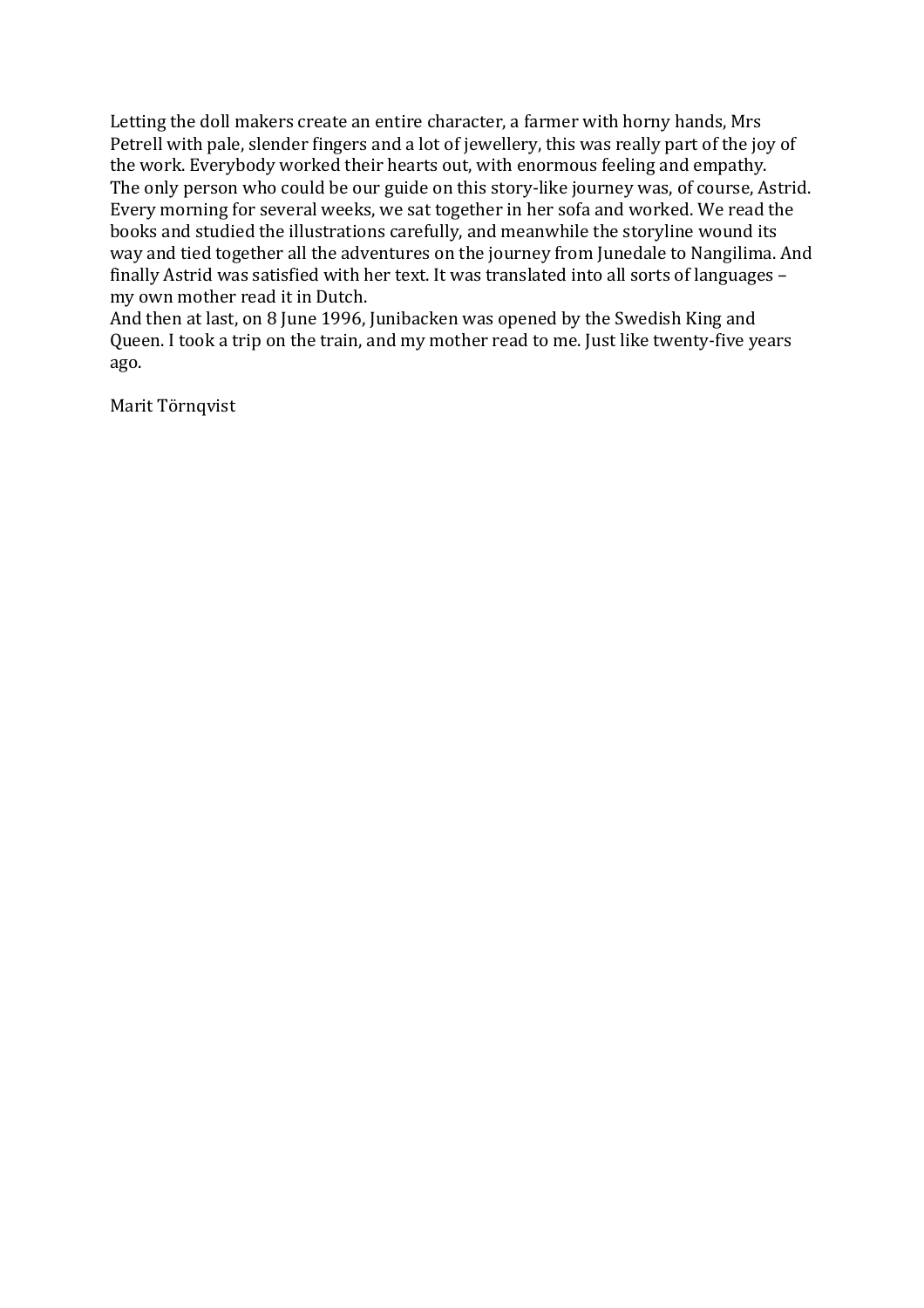Letting the doll makers create an entire character, a farmer with horny hands, Mrs Petrell with pale, slender fingers and a lot of jewellery, this was really part of the joy of the work. Everybody worked their hearts out, with enormous feeling and empathy.
The only person who could be our guide on this story-like journey was, of course, Astrid. Every morning for several weeks, we sat together in her sofa and worked. We read the books and studied the illustrations carefully, and meanwhile the storyline wound its way and tied together all the adventures on the journey from Junedale to Nangilima. And finally Astrid was satisfied with her text. It was translated into all sorts of languages – my own mother read it in Dutch.
And then at last, on 8 June 1996, Junibacken was opened by the Swedish King and Queen. I took a trip on the train, and my mother read to me. Just like twenty-five years ago.

Marit Törnqvist